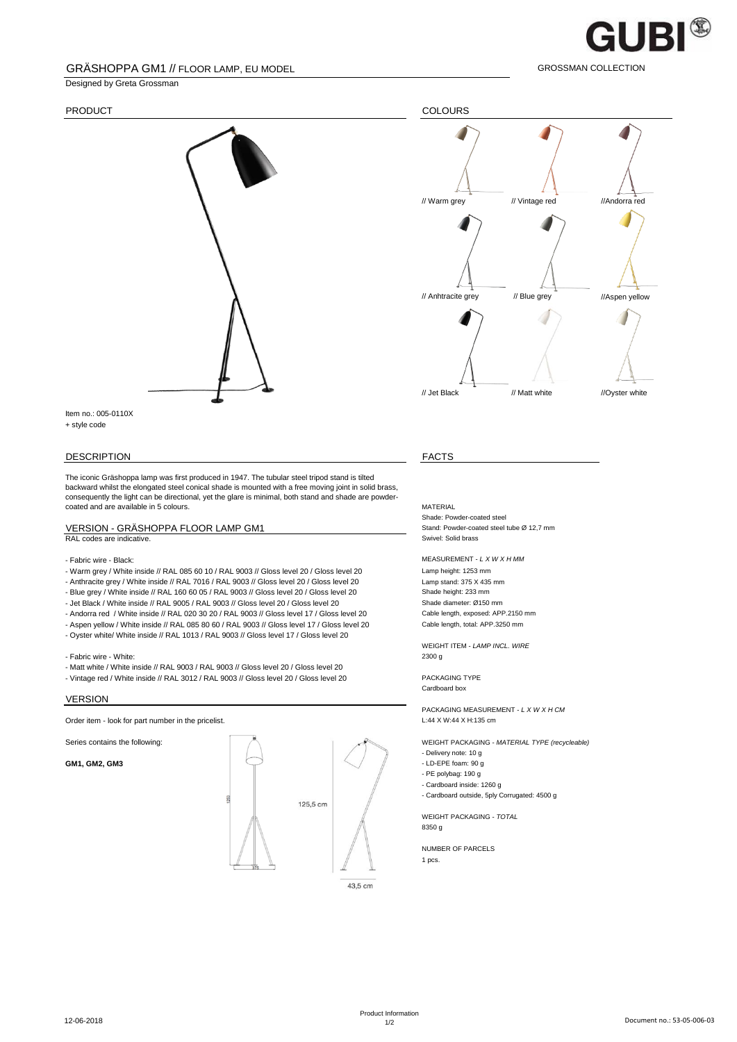# GRÄSHOPPA GM1 // FLOOR LAMP, EU MODEL

GROSSMAN COLLECTION

Designed by Greta Grossman

## PRODUCT

Item no.: 005-0110X
+ style code

## COLOURS

// Warm grey // Vintage red //Andorra red

// Anhtracite grey // Blue grey //Aspen yellow

// Jet Black // Matt white //Oyster white

## DESCRIPTION

The iconic Gräshoppa lamp was first produced in 1947. The tubular steel tripod stand is tilted backward whilst the elongated steel conical shade is mounted with a free moving joint in solid brass, consequently the light can be directional, yet the glare is minimal, both stand and shade are powder-coated and are available in 5 colours.

## VERSION - GRÄSHOPPA FLOOR LAMP GM1

RAL codes are indicative.

- Fabric wire - Black:
- Warm grey / White inside // RAL 085 60 10 / RAL 9003 // Gloss level 20 / Gloss level 20
- Anthracite grey / White inside // RAL 7016 / RAL 9003 // Gloss level 20 / Gloss level 20
- Blue grey / White inside // RAL 160 60 05 / RAL 9003 // Gloss level 20 / Gloss level 20
- Jet Black / White inside // RAL 9005 / RAL 9003 // Gloss level 20 / Gloss level 20
- Andorra red / White inside // RAL 020 30 20 / RAL 9003 // Gloss level 17 / Gloss level 20
- Aspen yellow / White inside // RAL 085 80 60 / RAL 9003 // Gloss level 17 / Gloss level 20
- Oyster white/ White inside // RAL 1013 / RAL 9003 // Gloss level 17 / Gloss level 20

- Fabric wire - White:
- Matt white / White inside // RAL 9003 / RAL 9003 // Gloss level 20 / Gloss level 20
- Vintage red / White inside // RAL 3012 / RAL 9003 // Gloss level 20 / Gloss level 20

## VERSION

Order item - look for part number in the pricelist.

Series contains the following:

**GM1, GM2, GM3**

1253

375

125,5 cm

43,5 cm

## FACTS

MATERIAL
Shade: Powder-coated steel
Stand: Powder-coated steel tube Ø 12,7 mm
Swivel: Solid brass

MEASUREMENT - *L X W X H MM*
Lamp height: 1253 mm
Lamp stand: 375 X 435 mm
Shade height: 233 mm
Shade diameter: Ø150 mm
Cable length, exposed: APP.2150 mm
Cable length, total: APP.3250 mm

WEIGHT ITEM - *LAMP INCL. WIRE*
2300 g

PACKAGING TYPE
Cardboard box

PACKAGING MEASUREMENT - *L X W X H CM*
L:44 X W:44 X H:135 cm

WEIGHT PACKAGING - *MATERIAL TYPE (recycleable)*
- Delivery note: 10 g
- LD-EPE foam: 90 g
- PE polybag: 190 g
- Cardboard inside: 1260 g
- Cardboard outside, 5ply Corrugated: 4500 g

WEIGHT PACKAGING - *TOTAL*
8350 g

NUMBER OF PARCELS
1 pcs.

12-06-2018 Product Information Document no.: 53-05-006-03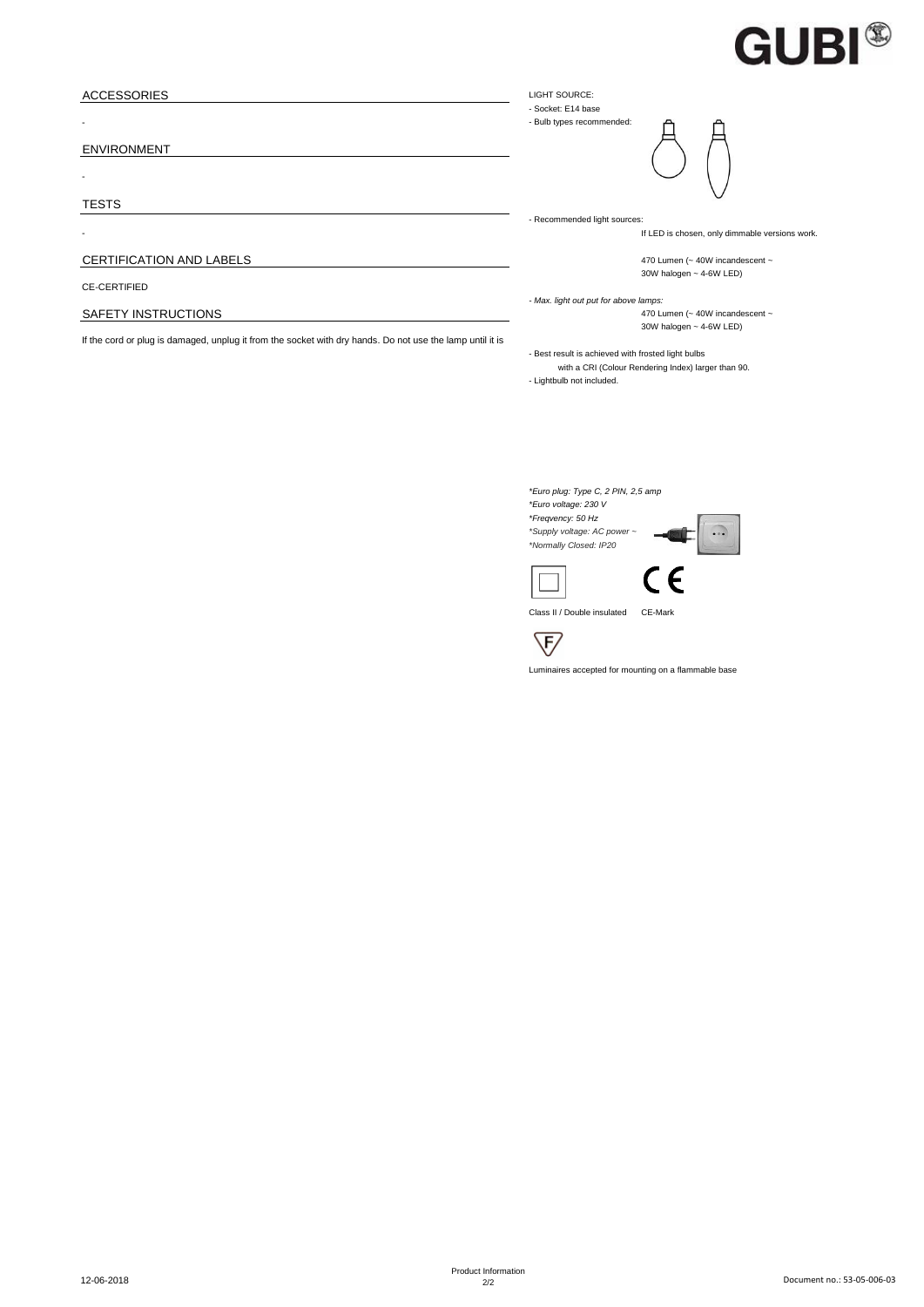## ACCESSORIES

-

## ENVIRONMENT

-

## TESTS

-

## CERTIFICATION AND LABELS

CE-CERTIFIED

## SAFETY INSTRUCTIONS

If the cord or plug is damaged, unplug it from the socket with dry hands. Do not use the lamp until it is

LIGHT SOURCE:

- Socket: E14 base
- Bulb types recommended:

- Recommended light sources:

If LED is chosen, only dimmable versions work.

470 Lumen (~ 40W incandescent ~ 30W halogen ~ 4-6W LED)

*- Max. light out put for above lamps:*

470 Lumen (~ 40W incandescent ~ 30W halogen ~ 4-6W LED)

- Best result is achieved with frosted light bulbs with a CRI (Colour Rendering Index) larger than 90.
- Lightbulb not included.

*\*Euro plug: Type C, 2 PIN, 2,5 amp*
*\*Euro voltage: 230 V*
*\*Freqvency: 50 Hz*
*\*Supply voltage: AC power ~*
*\*Normally Closed: IP20*

Class II / Double insulated

CE-Mark

Luminaires accepted for mounting on a flammable base

12-06-2018

Product Information

Document no.: 53-05-006-03